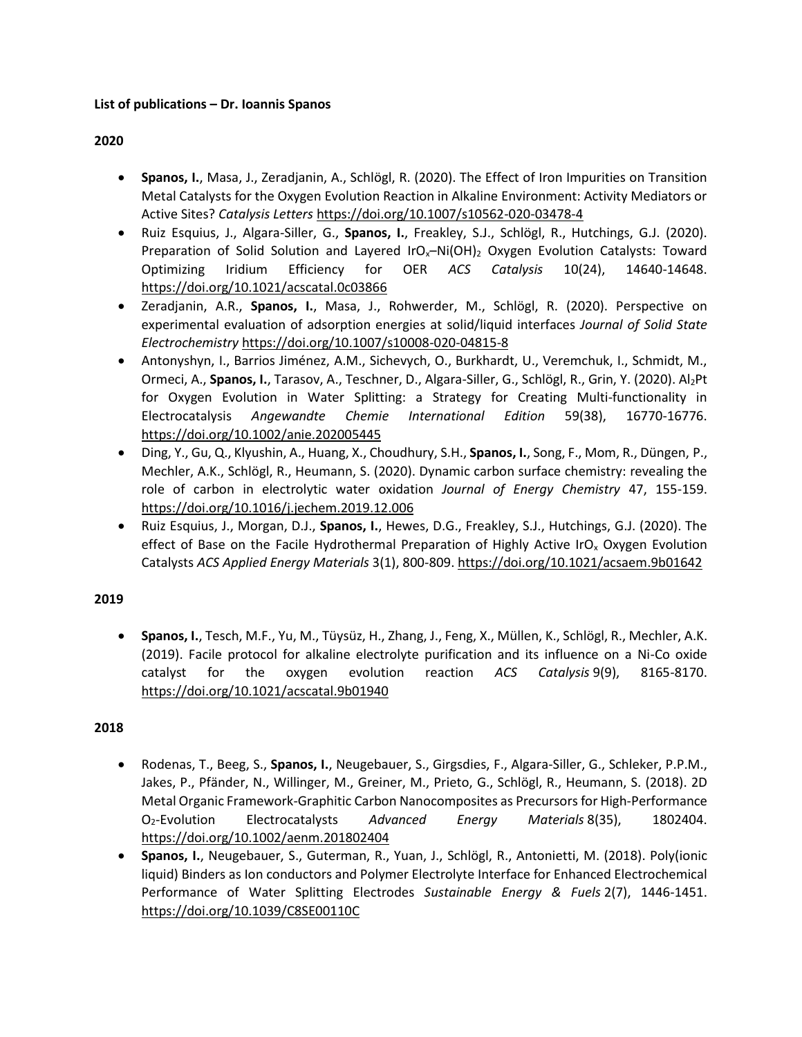**List of publications – Dr. Ioannis Spanos**

**2020**

- **Spanos, I.**, Masa, J., Zeradjanin, A., Schlögl, R. (2020). The Effect of Iron Impurities on Transition Metal Catalysts for the Oxygen Evolution Reaction in Alkaline Environment: Activity Mediators or Active Sites? *Catalysis Letters* https://doi.org/10.1007/s10562-020-03478-4
- Ruiz Esquius, J., Algara-Siller, G., **Spanos, I.**, Freakley, S.J., Schlögl, R., Hutchings, G.J. (2020). Preparation of Solid Solution and Layered $IrO_x$–$Ni(OH)_2$ Oxygen Evolution Catalysts: Toward Optimizing Iridium Efficiency for OER *ACS Catalysis* 10(24), 14640-14648. https://doi.org/10.1021/acscatal.0c03866
- Zeradjanin, A.R., **Spanos, I.**, Masa, J., Rohwerder, M., Schlögl, R. (2020). Perspective on experimental evaluation of adsorption energies at solid/liquid interfaces *Journal of Solid State Electrochemistry* https://doi.org/10.1007/s10008-020-04815-8
- Antonyshyn, I., Barrios Jiménez, A.M., Sichevych, O., Burkhardt, U., Veremchuk, I., Schmidt, M., Ormeci, A., **Spanos, I.**, Tarasov, A., Teschner, D., Algara-Siller, G., Schlögl, R., Grin, Y. (2020). $Al_2Pt$ for Oxygen Evolution in Water Splitting: a Strategy for Creating Multi-functionality in Electrocatalysis *Angewandte Chemie International Edition* 59(38), 16770-16776. https://doi.org/10.1002/anie.202005445
- Ding, Y., Gu, Q., Klyushin, A., Huang, X., Choudhury, S.H., **Spanos, I.**, Song, F., Mom, R., Düngen, P., Mechler, A.K., Schlögl, R., Heumann, S. (2020). Dynamic carbon surface chemistry: revealing the role of carbon in electrolytic water oxidation *Journal of Energy Chemistry* 47, 155-159. https://doi.org/10.1016/j.jechem.2019.12.006
- Ruiz Esquius, J., Morgan, D.J., **Spanos, I.**, Hewes, D.G., Freakley, S.J., Hutchings, G.J. (2020). The effect of Base on the Facile Hydrothermal Preparation of Highly Active $IrO_x$ Oxygen Evolution Catalysts *ACS Applied Energy Materials* 3(1), 800-809. https://doi.org/10.1021/acsaem.9b01642

**2019**

- **Spanos, I.**, Tesch, M.F., Yu, M., Tüysüz, H., Zhang, J., Feng, X., Müllen, K., Schlögl, R., Mechler, A.K. (2019). Facile protocol for alkaline electrolyte purification and its influence on a Ni-Co oxide catalyst for the oxygen evolution reaction *ACS Catalysis* 9(9), 8165-8170. https://doi.org/10.1021/acscatal.9b01940

**2018**

- Rodenas, T., Beeg, S., **Spanos, I.**, Neugebauer, S., Girgsdies, F., Algara-Siller, G., Schleker, P.P.M., Jakes, P., Pfänder, N., Willinger, M., Greiner, M., Prieto, G., Schlögl, R., Heumann, S. (2018). 2D Metal Organic Framework-Graphitic Carbon Nanocomposites as Precursors for High-Performance $O_2$-Evolution Electrocatalysts *Advanced Energy Materials* 8(35), 1802404. https://doi.org/10.1002/aenm.201802404
- **Spanos, I.**, Neugebauer, S., Guterman, R., Yuan, J., Schlögl, R., Antonietti, M. (2018). Poly(ionic liquid) Binders as Ion conductors and Polymer Electrolyte Interface for Enhanced Electrochemical Performance of Water Splitting Electrodes *Sustainable Energy & Fuels* 2(7), 1446-1451. https://doi.org/10.1039/C8SE00110C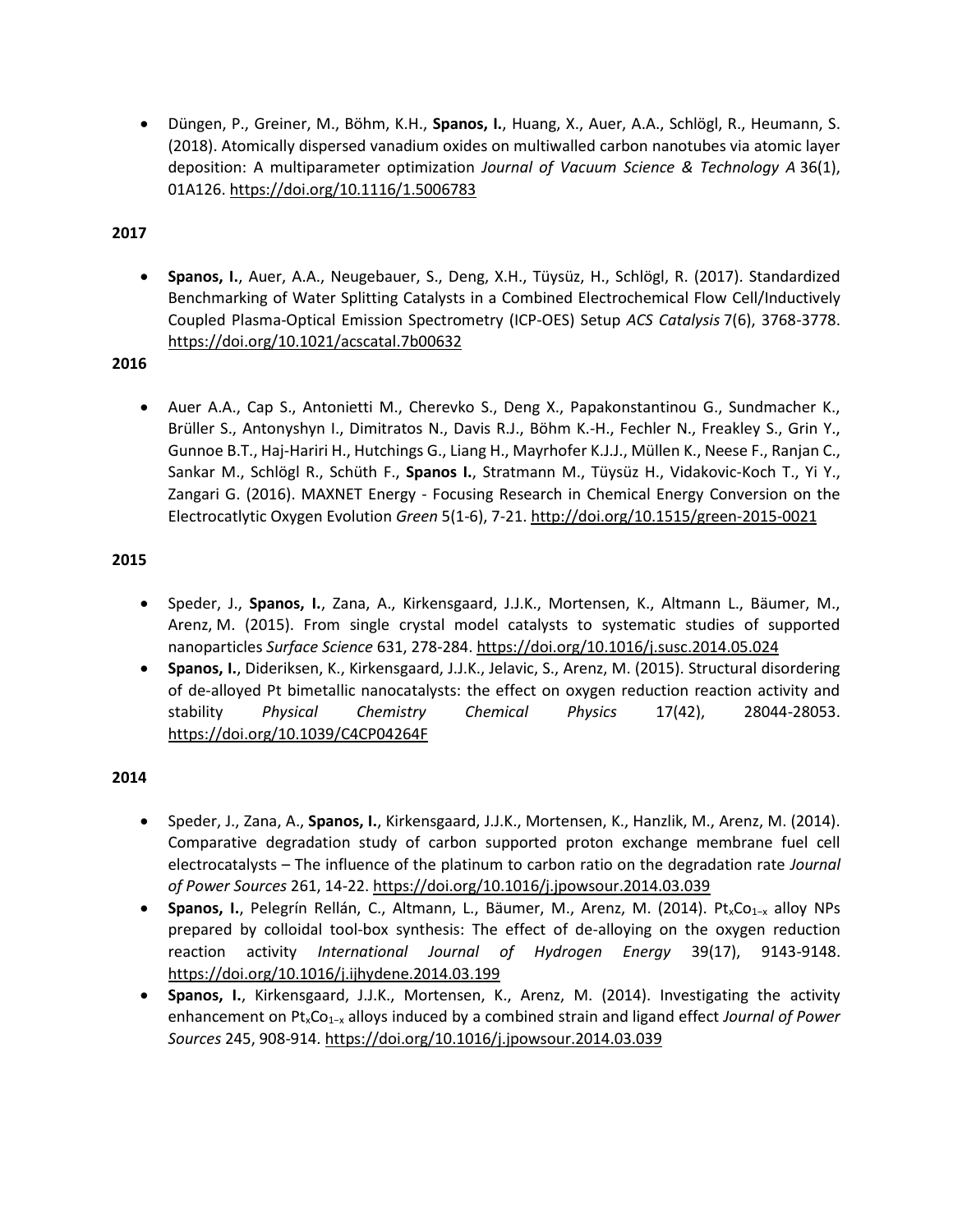- Düngen, P., Greiner, M., Böhm, K.H., **Spanos, I.**, Huang, X., Auer, A.A., Schlögl, R., Heumann, S. (2018). Atomically dispersed vanadium oxides on multiwalled carbon nanotubes via atomic layer deposition: A multiparameter optimization *Journal of Vacuum Science & Technology A* 36(1), 01A126. https://doi.org/10.1116/1.5006783

**2017**

- **Spanos, I.**, Auer, A.A., Neugebauer, S., Deng, X.H., Tüysüz, H., Schlögl, R. (2017). Standardized Benchmarking of Water Splitting Catalysts in a Combined Electrochemical Flow Cell/Inductively Coupled Plasma-Optical Emission Spectrometry (ICP-OES) Setup *ACS Catalysis* 7(6), 3768-3778. https://doi.org/10.1021/acscatal.7b00632

**2016**

- Auer A.A., Cap S., Antonietti M., Cherevko S., Deng X., Papakonstantinou G., Sundmacher K., Brüller S., Antonyshyn I., Dimitratos N., Davis R.J., Böhm K.-H., Fechler N., Freakley S., Grin Y., Gunnoe B.T., Haj-Hariri H., Hutchings G., Liang H., Mayrhofer K.J.J., Müllen K., Neese F., Ranjan C., Sankar M., Schlögl R., Schüth F., **Spanos I.**, Stratmann M., Tüysüz H., Vidakovic-Koch T., Yi Y., Zangari G. (2016). MAXNET Energy - Focusing Research in Chemical Energy Conversion on the Electrocatlytic Oxygen Evolution *Green* 5(1-6), 7-21. http://doi.org/10.1515/green-2015-0021

**2015**

- Speder, J., **Spanos, I.**, Zana, A., Kirkensgaard, J.J.K., Mortensen, K., Altmann L., Bäumer, M., Arenz, M. (2015). From single crystal model catalysts to systematic studies of supported nanoparticles *Surface Science* 631, 278-284. https://doi.org/10.1016/j.susc.2014.05.024
- **Spanos, I.**, Dideriksen, K., Kirkensgaard, J.J.K., Jelavic, S., Arenz, M. (2015). Structural disordering of de-alloyed Pt bimetallic nanocatalysts: the effect on oxygen reduction reaction activity and stability *Physical Chemistry Chemical Physics* 17(42), 28044-28053. https://doi.org/10.1039/C4CP04264F

**2014**

- Speder, J., Zana, A., **Spanos, I.**, Kirkensgaard, J.J.K., Mortensen, K., Hanzlik, M., Arenz, M. (2014). Comparative degradation study of carbon supported proton exchange membrane fuel cell electrocatalysts – The influence of the platinum to carbon ratio on the degradation rate *Journal of Power Sources* 261, 14-22. https://doi.org/10.1016/j.jpowsour.2014.03.039
- **Spanos, I.**, Pelegrín Rellán, C., Altmann, L., Bäumer, M., Arenz, M. (2014). $Pt_xCo_{1-x}$ alloy NPs prepared by colloidal tool-box synthesis: The effect of de-alloying on the oxygen reduction reaction activity *International Journal of Hydrogen Energy* 39(17), 9143-9148. https://doi.org/10.1016/j.ijhydene.2014.03.199
- **Spanos, I.**, Kirkensgaard, J.J.K., Mortensen, K., Arenz, M. (2014). Investigating the activity enhancement on $Pt_xCo_{1-x}$ alloys induced by a combined strain and ligand effect *Journal of Power Sources* 245, 908-914. https://doi.org/10.1016/j.jpowsour.2014.03.039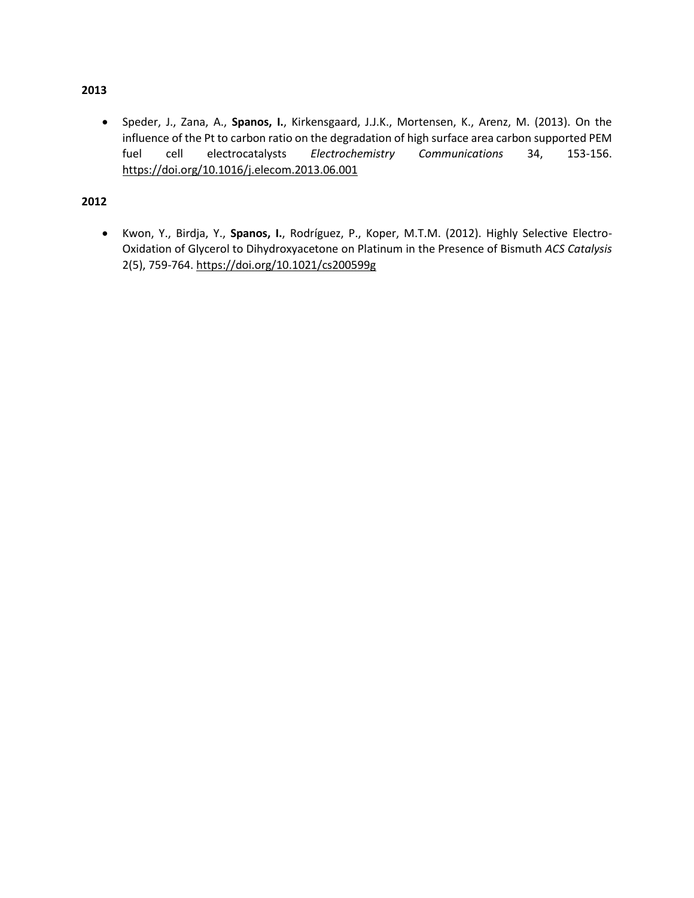**2013**

- Speder, J., Zana, A., **Spanos, I.**, Kirkensgaard, J.J.K., Mortensen, K., Arenz, M. (2013). On the influence of the Pt to carbon ratio on the degradation of high surface area carbon supported PEM fuel cell electrocatalysts *Electrochemistry Communications* 34, 153-156. https://doi.org/10.1016/j.elecom.2013.06.001

**2012**

- Kwon, Y., Birdja, Y., **Spanos, I.**, Rodríguez, P., Koper, M.T.M. (2012). Highly Selective Electro-Oxidation of Glycerol to Dihydroxyacetone on Platinum in the Presence of Bismuth *ACS Catalysis* 2(5), 759-764. https://doi.org/10.1021/cs200599g